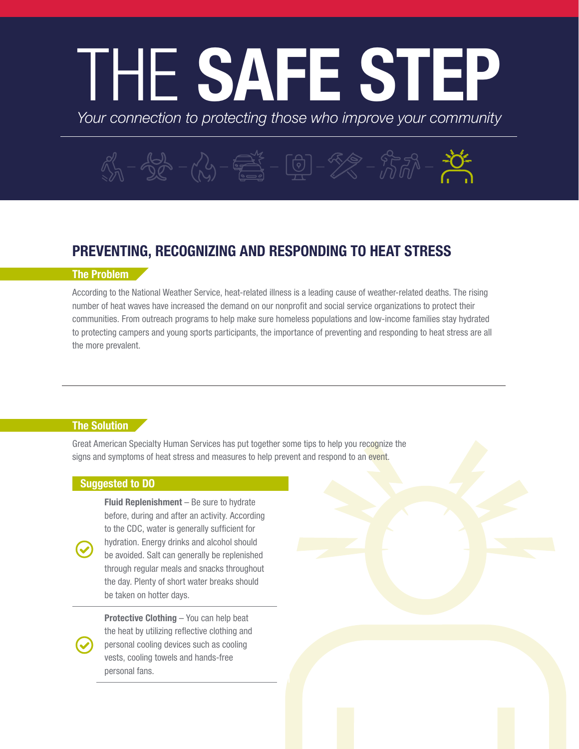# THE **SAFE STEP**

*Your connection to protecting those who improve your community*

## PREVENTING, RECOGNIZING AND RESPONDING TO HEAT STRESS

### The Problem

According to the National Weather Service, heat-related illness is a leading cause of weather-related deaths. The rising number of heat waves have increased the demand on our nonprofit and social service organizations to protect their communities. From outreach programs to help make sure homeless populations and low-income families stay hydrated to protecting campers and young sports participants, the importance of preventing and responding to heat stress are all the more prevalent.

### The Solution

Great American Specialty Human Services has put together some tips to help you recognize the signs and symptoms of heat stress and measures to help prevent and respond to an event.

#### Suggested to DO

- **Fluid Replenishment** – Be sure to hydrate before, during and after an activity. According to the CDC, water is generally sufficient for hydration. Energy drinks and alcohol should be avoided. Salt can generally be replenished through regular meals and snacks throughout the day. Plenty of short water breaks should be taken on hotter days.

- **Protective Clothing** – You can help beat the heat by utilizing reflective clothing and personal cooling devices such as cooling vests, cooling towels and hands-free personal fans.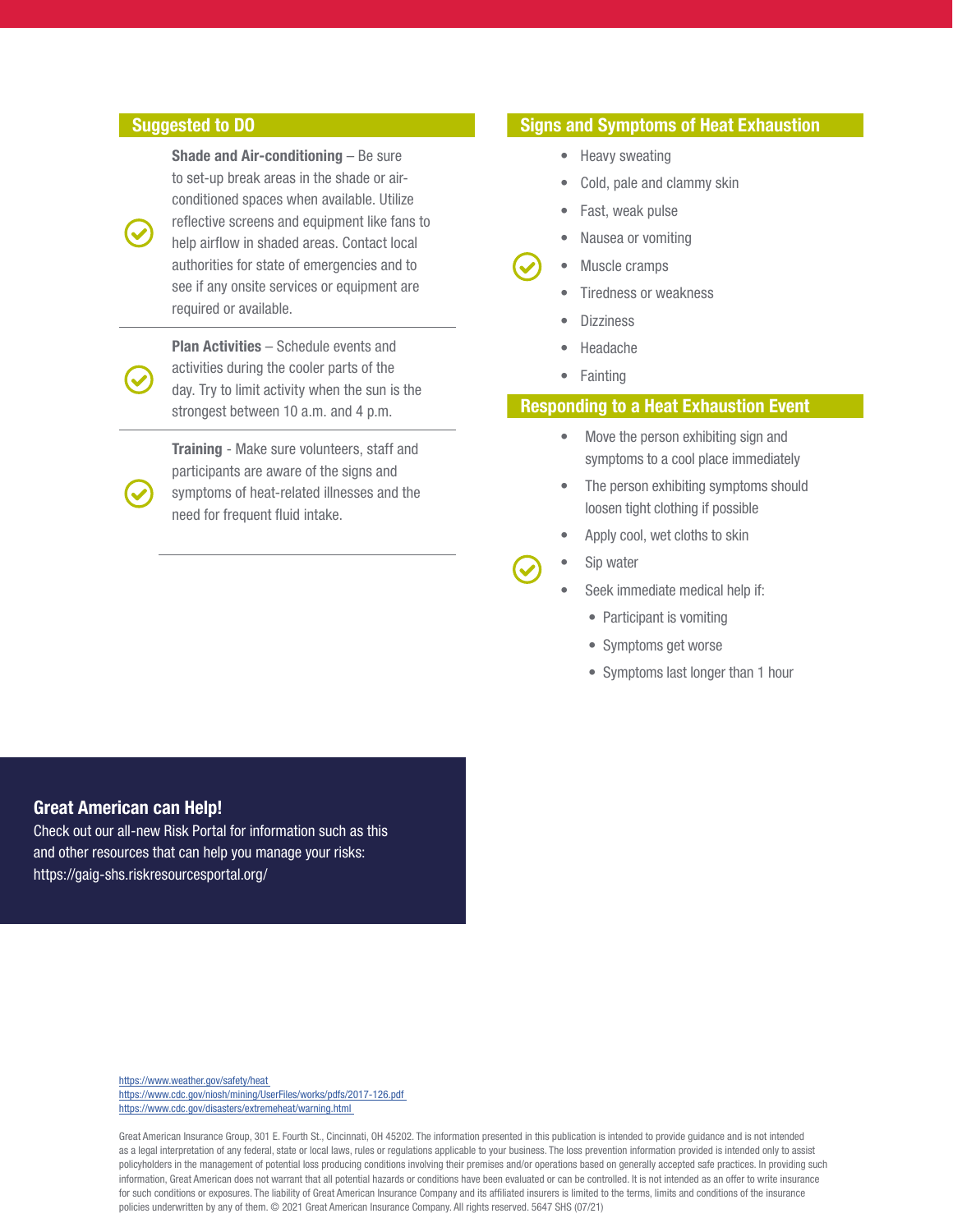## Suggested to DO

**Shade and Air-conditioning** – Be sure to set-up break areas in the shade or air-conditioned spaces when available. Utilize reflective screens and equipment like fans to help airflow in shaded areas. Contact local authorities for state of emergencies and to see if any onsite services or equipment are required or available.

**Plan Activities** – Schedule events and activities during the cooler parts of the day. Try to limit activity when the sun is the strongest between 10 a.m. and 4 p.m.

**Training** - Make sure volunteers, staff and participants are aware of the signs and symptoms of heat-related illnesses and the need for frequent fluid intake.

## Signs and Symptoms of Heat Exhaustion

- Heavy sweating
- Cold, pale and clammy skin
- Fast, weak pulse
- Nausea or vomiting
- Muscle cramps
- Tiredness or weakness
- Dizziness
- Headache
- Fainting

## Responding to a Heat Exhaustion Event

- Move the person exhibiting sign and symptoms to a cool place immediately
- The person exhibiting symptoms should loosen tight clothing if possible
- Apply cool, wet cloths to skin
- Sip water
- Seek immediate medical help if:
  - Participant is vomiting
  - Symptoms get worse
  - Symptoms last longer than 1 hour

### Great American can Help!

Check out our all-new Risk Portal for information such as this and other resources that can help you manage your risks: https://gaig-shs.riskresourcesportal.org/

https://www.weather.gov/safety/heat
https://www.cdc.gov/niosh/mining/UserFiles/works/pdfs/2017-126.pdf
https://www.cdc.gov/disasters/extremeheat/warning.html

Great American Insurance Group, 301 E. Fourth St., Cincinnati, OH 45202. The information presented in this publication is intended to provide guidance and is not intended as a legal interpretation of any federal, state or local laws, rules or regulations applicable to your business. The loss prevention information provided is intended only to assist policyholders in the management of potential loss producing conditions involving their premises and/or operations based on generally accepted safe practices. In providing such information, Great American does not warrant that all potential hazards or conditions have been evaluated or can be controlled. It is not intended as an offer to write insurance for such conditions or exposures. The liability of Great American Insurance Company and its affiliated insurers is limited to the terms, limits and conditions of the insurance policies underwritten by any of them. © 2021 Great American Insurance Company. All rights reserved. 5647 SHS (07/21)